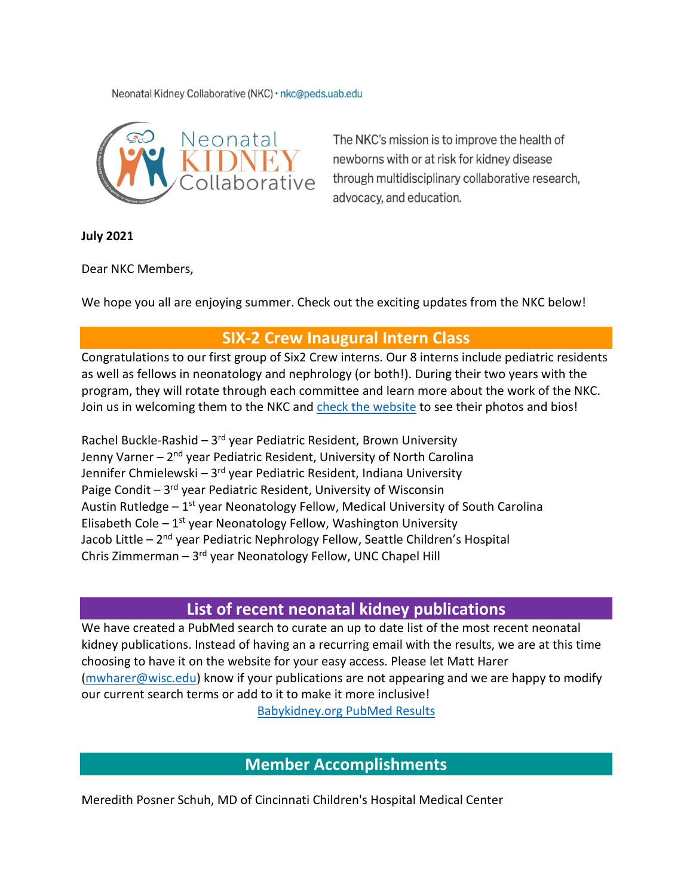Neonatal Kidney Collaborative (NKC) · nkc@peds.uab.edu

Neonatal KIDNEY Collaborative

The NKC's mission is to improve the health of newborns with or at risk for kidney disease through multidisciplinary collaborative research, advocacy, and education.

**July 2021**

Dear NKC Members,

We hope you all are enjoying summer. Check out the exciting updates from the NKC below!

## SIX-2 Crew Inaugural Intern Class

Congratulations to our first group of Six2 Crew interns. Our 8 interns include pediatric residents as well as fellows in neonatology and nephrology (or both!). During their two years with the program, they will rotate through each committee and learn more about the work of the NKC. Join us in welcoming them to the NKC and [check the website](#) to see their photos and bios!

Rachel Buckle-Rashid – 3rd year Pediatric Resident, Brown University
Jenny Varner – 2nd year Pediatric Resident, University of North Carolina
Jennifer Chmielewski – 3rd year Pediatric Resident, Indiana University
Paige Condit – 3rd year Pediatric Resident, University of Wisconsin
Austin Rutledge – 1st year Neonatology Fellow, Medical University of South Carolina
Elisabeth Cole – 1st year Neonatology Fellow, Washington University
Jacob Little – 2nd year Pediatric Nephrology Fellow, Seattle Children's Hospital
Chris Zimmerman – 3rd year Neonatology Fellow, UNC Chapel Hill

## List of recent neonatal kidney publications

We have created a PubMed search to curate an up to date list of the most recent neonatal kidney publications. Instead of having an a recurring email with the results, we are at this time choosing to have it on the website for your easy access. Please let Matt Harer (mwharer@wisc.edu) know if your publications are not appearing and we are happy to modify our current search terms or add to it to make it more inclusive!

[Babykidney.org PubMed Results](#)

## Member Accomplishments

Meredith Posner Schuh, MD of Cincinnati Children's Hospital Medical Center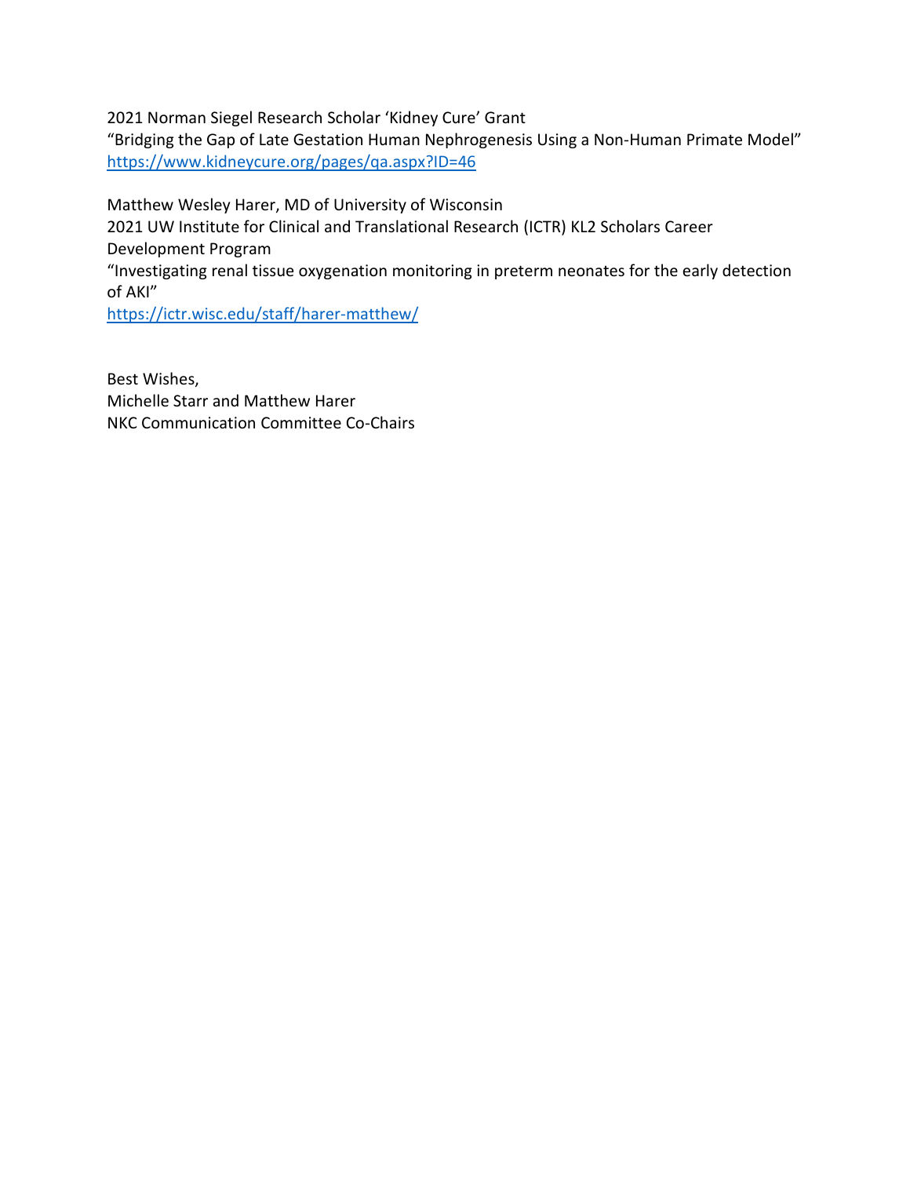2021 Norman Siegel Research Scholar 'Kidney Cure' Grant
"Bridging the Gap of Late Gestation Human Nephrogenesis Using a Non-Human Primate Model"
https://www.kidneycure.org/pages/qa.aspx?ID=46

Matthew Wesley Harer, MD of University of Wisconsin
2021 UW Institute for Clinical and Translational Research (ICTR) KL2 Scholars Career Development Program
"Investigating renal tissue oxygenation monitoring in preterm neonates for the early detection of AKI"
https://ictr.wisc.edu/staff/harer-matthew/

Best Wishes,
Michelle Starr and Matthew Harer
NKC Communication Committee Co-Chairs